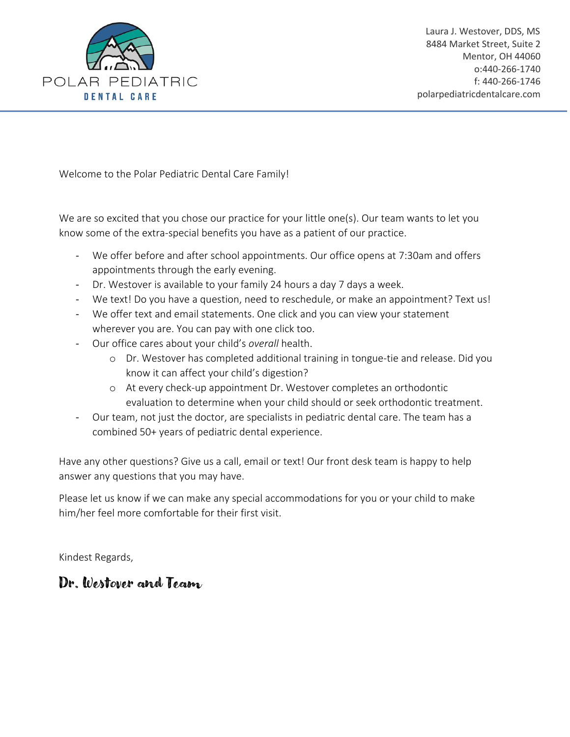POLAR PEDIATRIC
DENTAL CARE

Laura J. Westover, DDS, MS
8484 Market Street, Suite 2
Mentor, OH 44060
o:440-266-1740
f: 440-266-1746
polarpediatricdentalcare.com

Welcome to the Polar Pediatric Dental Care Family!

We are so excited that you chose our practice for your little one(s). Our team wants to let you know some of the extra-special benefits you have as a patient of our practice.

- We offer before and after school appointments. Our office opens at 7:30am and offers appointments through the early evening.
- Dr. Westover is available to your family 24 hours a day 7 days a week.
- We text! Do you have a question, need to reschedule, or make an appointment? Text us!
- We offer text and email statements. One click and you can view your statement wherever you are. You can pay with one click too.
- Our office cares about your child's *overall* health.
  - Dr. Westover has completed additional training in tongue-tie and release. Did you know it can affect your child's digestion?
  - At every check-up appointment Dr. Westover completes an orthodontic evaluation to determine when your child should or seek orthodontic treatment.
- Our team, not just the doctor, are specialists in pediatric dental care. The team has a combined 50+ years of pediatric dental experience.

Have any other questions? Give us a call, email or text! Our front desk team is happy to help answer any questions that you may have.

Please let us know if we can make any special accommodations for you or your child to make him/her feel more comfortable for their first visit.

Kindest Regards,

Dr. Westover and Team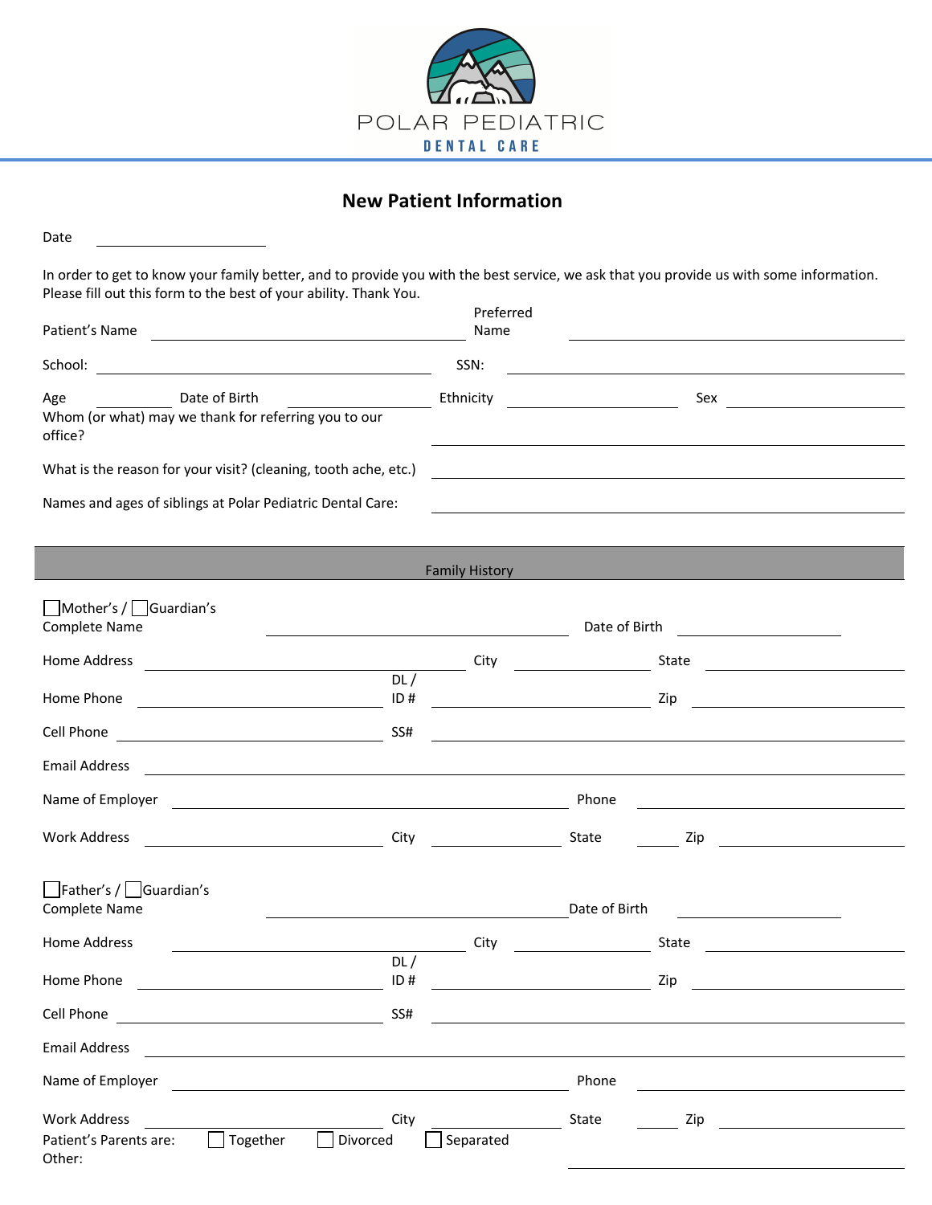POLAR PEDIATRIC

DENTAL CARE

## New Patient Information

Date \_\_\_\_\_\_\_\_\_\_\_\_\_\_\_\_\_\_\_\_

In order to get to know your family better, and to provide you with the best service, we ask that you provide us with some information. Please fill out this form to the best of your ability. Thank You.

Patient's Name \_\_\_\_\_\_\_\_\_\_\_\_\_\_\_\_\_\_\_\_ Preferred Name \_\_\_\_\_\_\_\_\_\_\_\_\_\_\_\_\_\_\_\_

School: \_\_\_\_\_\_\_\_\_\_\_\_\_\_\_\_\_\_\_\_ SSN: \_\_\_\_\_\_\_\_\_\_\_\_\_\_\_\_\_\_\_\_

Age \_\_\_\_\_\_\_\_ Date of Birth \_\_\_\_\_\_\_\_\_\_\_\_ Ethnicity \_\_\_\_\_\_\_\_\_\_\_\_ Sex \_\_\_\_\_\_\_\_\_\_\_\_

Whom (or what) may we thank for referring you to our office? \_\_\_\_\_\_\_\_\_\_\_\_\_\_\_\_\_\_\_\_

What is the reason for your visit? (cleaning, tooth ache, etc.) \_\_\_\_\_\_\_\_\_\_\_\_\_\_\_\_\_\_\_\_

Names and ages of siblings at Polar Pediatric Dental Care: \_\_\_\_\_\_\_\_\_\_\_\_\_\_\_\_\_\_\_\_

### Family History

☐ Mother's / ☐ Guardian's Complete Name \_\_\_\_\_\_\_\_\_\_\_\_\_\_\_\_\_\_\_\_ Date of Birth \_\_\_\_\_\_\_\_\_\_\_\_

Home Address \_\_\_\_\_\_\_\_\_\_\_\_\_\_\_\_\_\_\_\_ City \_\_\_\_\_\_\_\_\_\_\_\_ State \_\_\_\_\_\_\_\_\_\_\_\_

Home Phone \_\_\_\_\_\_\_\_\_\_\_\_\_\_\_\_\_\_\_\_ DL / ID # \_\_\_\_\_\_\_\_\_\_\_\_ Zip \_\_\_\_\_\_\_\_\_\_\_\_

Cell Phone \_\_\_\_\_\_\_\_\_\_\_\_\_\_\_\_\_\_\_\_ SS# \_\_\_\_\_\_\_\_\_\_\_\_\_\_\_\_\_\_\_\_

Email Address \_\_\_\_\_\_\_\_\_\_\_\_\_\_\_\_\_\_\_\_

Name of Employer \_\_\_\_\_\_\_\_\_\_\_\_\_\_\_\_\_\_\_\_ Phone \_\_\_\_\_\_\_\_\_\_\_\_

Work Address \_\_\_\_\_\_\_\_\_\_\_\_\_\_\_\_\_\_\_\_ City \_\_\_\_\_\_\_\_\_\_\_\_ State \_\_\_\_\_\_ Zip \_\_\_\_\_\_\_\_\_\_\_\_

☐ Father's / ☐ Guardian's Complete Name \_\_\_\_\_\_\_\_\_\_\_\_\_\_\_\_\_\_\_\_ Date of Birth \_\_\_\_\_\_\_\_\_\_\_\_

Home Address \_\_\_\_\_\_\_\_\_\_\_\_\_\_\_\_\_\_\_\_ City \_\_\_\_\_\_\_\_\_\_\_\_ State \_\_\_\_\_\_\_\_\_\_\_\_

Home Phone \_\_\_\_\_\_\_\_\_\_\_\_\_\_\_\_\_\_\_\_ DL / ID # \_\_\_\_\_\_\_\_\_\_\_\_ Zip \_\_\_\_\_\_\_\_\_\_\_\_

Cell Phone \_\_\_\_\_\_\_\_\_\_\_\_\_\_\_\_\_\_\_\_ SS# \_\_\_\_\_\_\_\_\_\_\_\_\_\_\_\_\_\_\_\_

Email Address \_\_\_\_\_\_\_\_\_\_\_\_\_\_\_\_\_\_\_\_

Name of Employer \_\_\_\_\_\_\_\_\_\_\_\_\_\_\_\_\_\_\_\_ Phone \_\_\_\_\_\_\_\_\_\_\_\_

Work Address \_\_\_\_\_\_\_\_\_\_\_\_\_\_\_\_\_\_\_\_ City \_\_\_\_\_\_\_\_\_\_\_\_ State \_\_\_\_\_\_ Zip \_\_\_\_\_\_\_\_\_\_\_\_

Patient's Parents are: ☐ Together ☐ Divorced ☐ Separated

Other: \_\_\_\_\_\_\_\_\_\_\_\_\_\_\_\_\_\_\_\_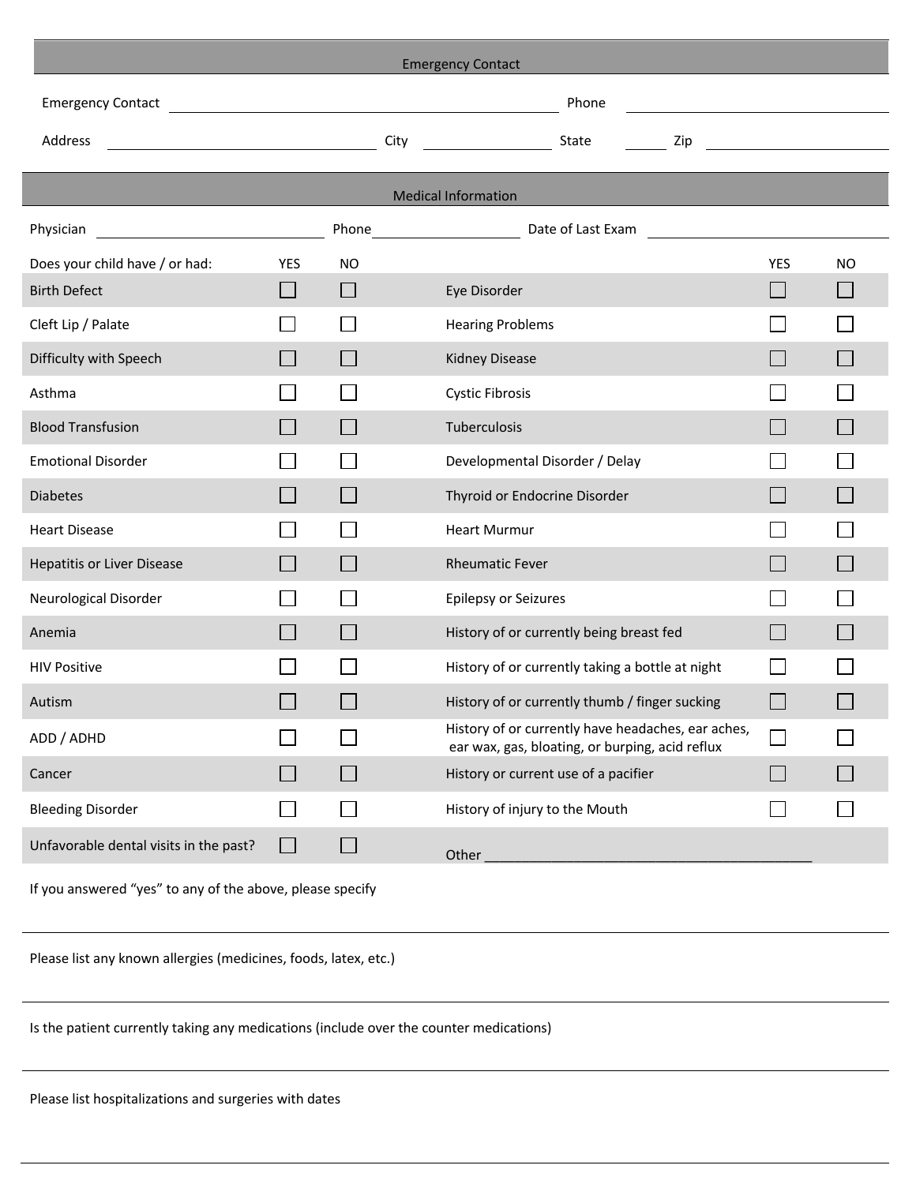## Emergency Contact

Emergency Contact ______________________________ Phone ______________________

Address ______________________ City ______________ State ______ Zip ______________

## Medical Information

Physician ______________________ Phone ________________ Date of Last Exam ______________________

| Does your child have / or had: | YES | NO | | YES | NO |
|---|---|---|---|---|---|
| Birth Defect | ☐ | ☐ | Eye Disorder | ☐ | ☐ |
| Cleft Lip / Palate | ☐ | ☐ | Hearing Problems | ☐ | ☐ |
| Difficulty with Speech | ☐ | ☐ | Kidney Disease | ☐ | ☐ |
| Asthma | ☐ | ☐ | Cystic Fibrosis | ☐ | ☐ |
| Blood Transfusion | ☐ | ☐ | Tuberculosis | ☐ | ☐ |
| Emotional Disorder | ☐ | ☐ | Developmental Disorder / Delay | ☐ | ☐ |
| Diabetes | ☐ | ☐ | Thyroid or Endocrine Disorder | ☐ | ☐ |
| Heart Disease | ☐ | ☐ | Heart Murmur | ☐ | ☐ |
| Hepatitis or Liver Disease | ☐ | ☐ | Rheumatic Fever | ☐ | ☐ |
| Neurological Disorder | ☐ | ☐ | Epilepsy or Seizures | ☐ | ☐ |
| Anemia | ☐ | ☐ | History of or currently being breast fed | ☐ | ☐ |
| HIV Positive | ☐ | ☐ | History of or currently taking a bottle at night | ☐ | ☐ |
| Autism | ☐ | ☐ | History of or currently thumb / finger sucking | ☐ | ☐ |
| ADD / ADHD | ☐ | ☐ | History of or currently have headaches, ear aches, ear wax, gas, bloating, or burping, acid reflux | ☐ | ☐ |
| Cancer | ☐ | ☐ | History or current use of a pacifier | ☐ | ☐ |
| Bleeding Disorder | ☐ | ☐ | History of injury to the Mouth | ☐ | ☐ |
| Unfavorable dental visits in the past? | ☐ | ☐ | Other ____________________________________________ | | |

If you answered "yes" to any of the above, please specify

______________________________________________________________________________

Please list any known allergies (medicines, foods, latex, etc.)

______________________________________________________________________________

Is the patient currently taking any medications (include over the counter medications)

______________________________________________________________________________

Please list hospitalizations and surgeries with dates

______________________________________________________________________________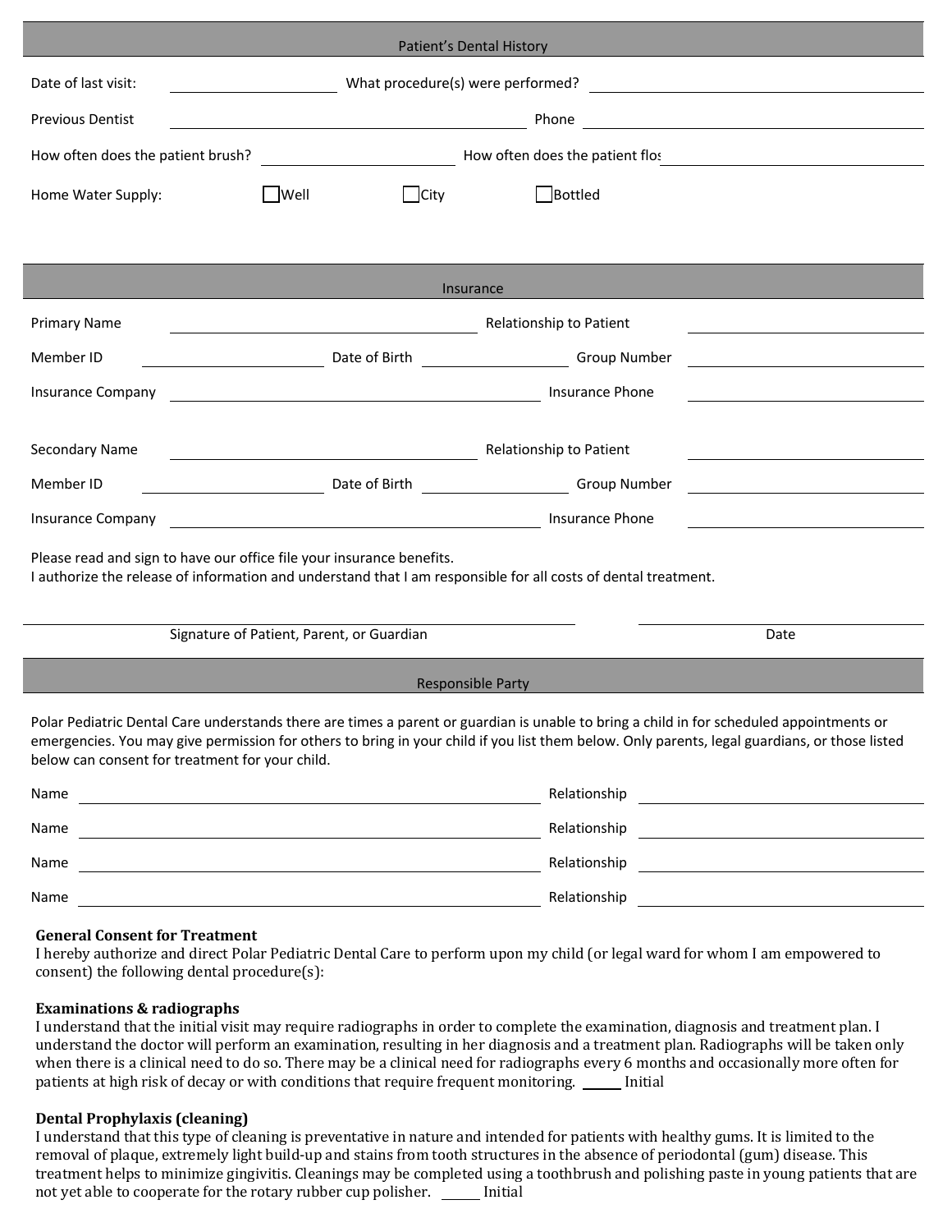## Patient's Dental History

Date of last visit: ____________________ What procedure(s) were performed? ____________________

Previous Dentist ____________________ Phone ____________________

How often does the patient brush? ____________________ How often does the patient flos ____________________

Home Water Supply: ☐ Well ☐ City ☐ Bottled

## Insurance

Primary Name ____________________ Relationship to Patient ____________________

Member ID ____________________ Date of Birth ____________________ Group Number ____________________

Insurance Company ____________________ Insurance Phone ____________________

Secondary Name ____________________ Relationship to Patient ____________________

Member ID ____________________ Date of Birth ____________________ Group Number ____________________

Insurance Company ____________________ Insurance Phone ____________________

Please read and sign to have our office file your insurance benefits.
I authorize the release of information and understand that I am responsible for all costs of dental treatment.

____________________ Signature of Patient, Parent, or Guardian

____________________ Date

## Responsible Party

Polar Pediatric Dental Care understands there are times a parent or guardian is unable to bring a child in for scheduled appointments or emergencies. You may give permission for others to bring in your child if you list them below. Only parents, legal guardians, or those listed below can consent for treatment for your child.

Name ____________________ Relationship ____________________

Name ____________________ Relationship ____________________

Name ____________________ Relationship ____________________

Name ____________________ Relationship ____________________

**General Consent for Treatment**
I hereby authorize and direct Polar Pediatric Dental Care to perform upon my child (or legal ward for whom I am empowered to consent) the following dental procedure(s):

**Examinations & radiographs**
I understand that the initial visit may require radiographs in order to complete the examination, diagnosis and treatment plan. I understand the doctor will perform an examination, resulting in her diagnosis and a treatment plan. Radiographs will be taken only when there is a clinical need to do so. There may be a clinical need for radiographs every 6 months and occasionally more often for patients at high risk of decay or with conditions that require frequent monitoring. _____ Initial

**Dental Prophylaxis (cleaning)**
I understand that this type of cleaning is preventative in nature and intended for patients with healthy gums. It is limited to the removal of plaque, extremely light build-up and stains from tooth structures in the absence of periodontal (gum) disease. This treatment helps to minimize gingivitis. Cleanings may be completed using a toothbrush and polishing paste in young patients that are not yet able to cooperate for the rotary rubber cup polisher. _____ Initial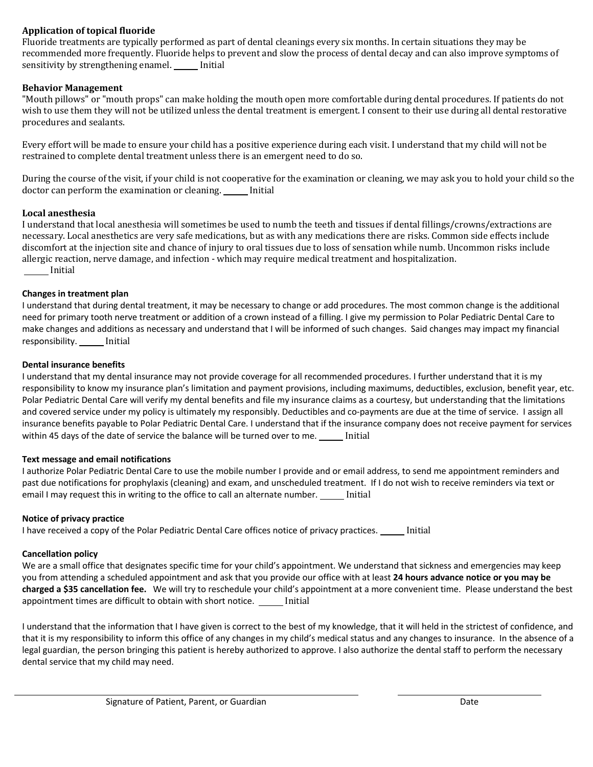**Application of topical fluoride**

Fluoride treatments are typically performed as part of dental cleanings every six months. In certain situations they may be recommended more frequently. Fluoride helps to prevent and slow the process of dental decay and can also improve symptoms of sensitivity by strengthening enamel. ______ Initial

**Behavior Management**

"Mouth pillows" or "mouth props" can make holding the mouth open more comfortable during dental procedures. If patients do not wish to use them they will not be utilized unless the dental treatment is emergent. I consent to their use during all dental restorative procedures and sealants.

Every effort will be made to ensure your child has a positive experience during each visit. I understand that my child will not be restrained to complete dental treatment unless there is an emergent need to do so.

During the course of the visit, if your child is not cooperative for the examination or cleaning, we may ask you to hold your child so the doctor can perform the examination or cleaning. ______ Initial

**Local anesthesia**

I understand that local anesthesia will sometimes be used to numb the teeth and tissues if dental fillings/crowns/extractions are necessary. Local anesthetics are very safe medications, but as with any medications there are risks. Common side effects include discomfort at the injection site and chance of injury to oral tissues due to loss of sensation while numb. Uncommon risks include allergic reaction, nerve damage, and infection - which may require medical treatment and hospitalization.
______ Initial

**Changes in treatment plan**

I understand that during dental treatment, it may be necessary to change or add procedures. The most common change is the additional need for primary tooth nerve treatment or addition of a crown instead of a filling. I give my permission to Polar Pediatric Dental Care to make changes and additions as necessary and understand that I will be informed of such changes. Said changes may impact my financial responsibility. ______ Initial

**Dental insurance benefits**

I understand that my dental insurance may not provide coverage for all recommended procedures. I further understand that it is my responsibility to know my insurance plan's limitation and payment provisions, including maximums, deductibles, exclusion, benefit year, etc. Polar Pediatric Dental Care will verify my dental benefits and file my insurance claims as a courtesy, but understanding that the limitations and covered service under my policy is ultimately my responsibly. Deductibles and co-payments are due at the time of service. I assign all insurance benefits payable to Polar Pediatric Dental Care. I understand that if the insurance company does not receive payment for services within 45 days of the date of service the balance will be turned over to me. ______ Initial

**Text message and email notifications**

I authorize Polar Pediatric Dental Care to use the mobile number I provide and or email address, to send me appointment reminders and past due notifications for prophylaxis (cleaning) and exam, and unscheduled treatment. If I do not wish to receive reminders via text or email I may request this in writing to the office to call an alternate number. ______ Initial

**Notice of privacy practice**

I have received a copy of the Polar Pediatric Dental Care offices notice of privacy practices. ______ Initial

**Cancellation policy**

We are a small office that designates specific time for your child's appointment. We understand that sickness and emergencies may keep you from attending a scheduled appointment and ask that you provide our office with at least **24 hours advance notice or you may be charged a $35 cancellation fee.** We will try to reschedule your child's appointment at a more convenient time. Please understand the best appointment times are difficult to obtain with short notice. ______ Initial

I understand that the information that I have given is correct to the best of my knowledge, that it will held in the strictest of confidence, and that it is my responsibility to inform this office of any changes in my child's medical status and any changes to insurance. In the absence of a legal guardian, the person bringing this patient is hereby authorized to approve. I also authorize the dental staff to perform the necessary dental service that my child may need.

______________________________ Signature of Patient, Parent, or Guardian

______________________________ Date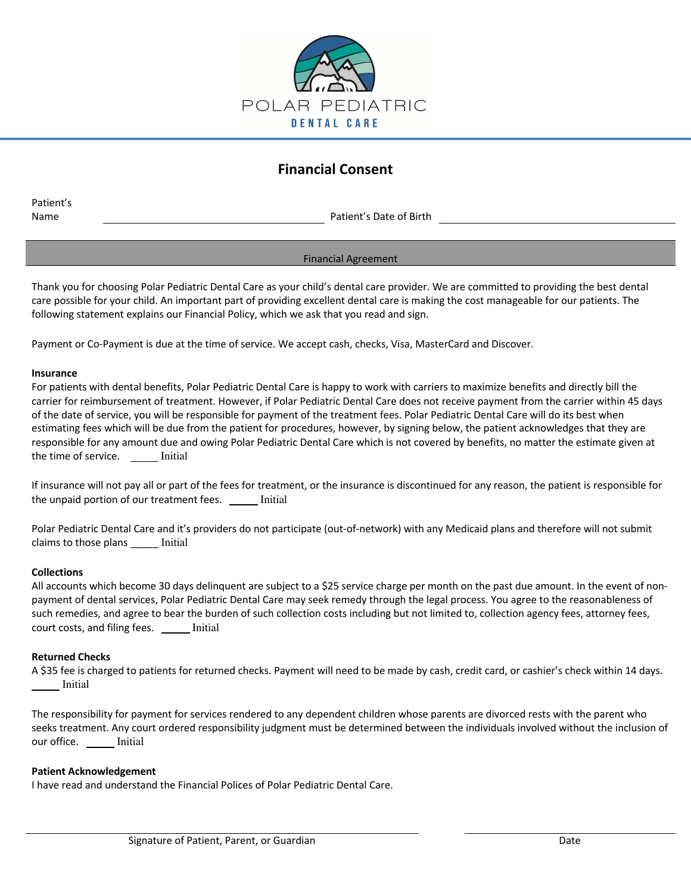POLAR PEDIATRIC

DENTAL CARE

# Financial Consent

Patient's Name ______________________ Patient's Date of Birth ______________________

## Financial Agreement

Thank you for choosing Polar Pediatric Dental Care as your child's dental care provider. We are committed to providing the best dental care possible for your child. An important part of providing excellent dental care is making the cost manageable for our patients. The following statement explains our Financial Policy, which we ask that you read and sign.

Payment or Co-Payment is due at the time of service. We accept cash, checks, Visa, MasterCard and Discover.

**Insurance**

For patients with dental benefits, Polar Pediatric Dental Care is happy to work with carriers to maximize benefits and directly bill the carrier for reimbursement of treatment. However, if Polar Pediatric Dental Care does not receive payment from the carrier within 45 days of the date of service, you will be responsible for payment of the treatment fees. Polar Pediatric Dental Care will do its best when estimating fees which will be due from the patient for procedures, however, by signing below, the patient acknowledges that they are responsible for any amount due and owing Polar Pediatric Dental Care which is not covered by benefits, no matter the estimate given at the time of service. _____ Initial

If insurance will not pay all or part of the fees for treatment, or the insurance is discontinued for any reason, the patient is responsible for the unpaid portion of our treatment fees. _____ Initial

Polar Pediatric Dental Care and it's providers do not participate (out-of-network) with any Medicaid plans and therefore will not submit claims to those plans _____ Initial

**Collections**

All accounts which become 30 days delinquent are subject to a $25 service charge per month on the past due amount. In the event of non-payment of dental services, Polar Pediatric Dental Care may seek remedy through the legal process. You agree to the reasonableness of such remedies, and agree to bear the burden of such collection costs including but not limited to, collection agency fees, attorney fees, court costs, and filing fees. _____ Initial

**Returned Checks**

A $35 fee is charged to patients for returned checks. Payment will need to be made by cash, credit card, or cashier's check within 14 days. _____ Initial

The responsibility for payment for services rendered to any dependent children whose parents are divorced rests with the parent who seeks treatment. Any court ordered responsibility judgment must be determined between the individuals involved without the inclusion of our office. _____ Initial

**Patient Acknowledgement**

I have read and understand the Financial Polices of Polar Pediatric Dental Care.

______________________________ Signature of Patient, Parent, or Guardian

______________________________ Date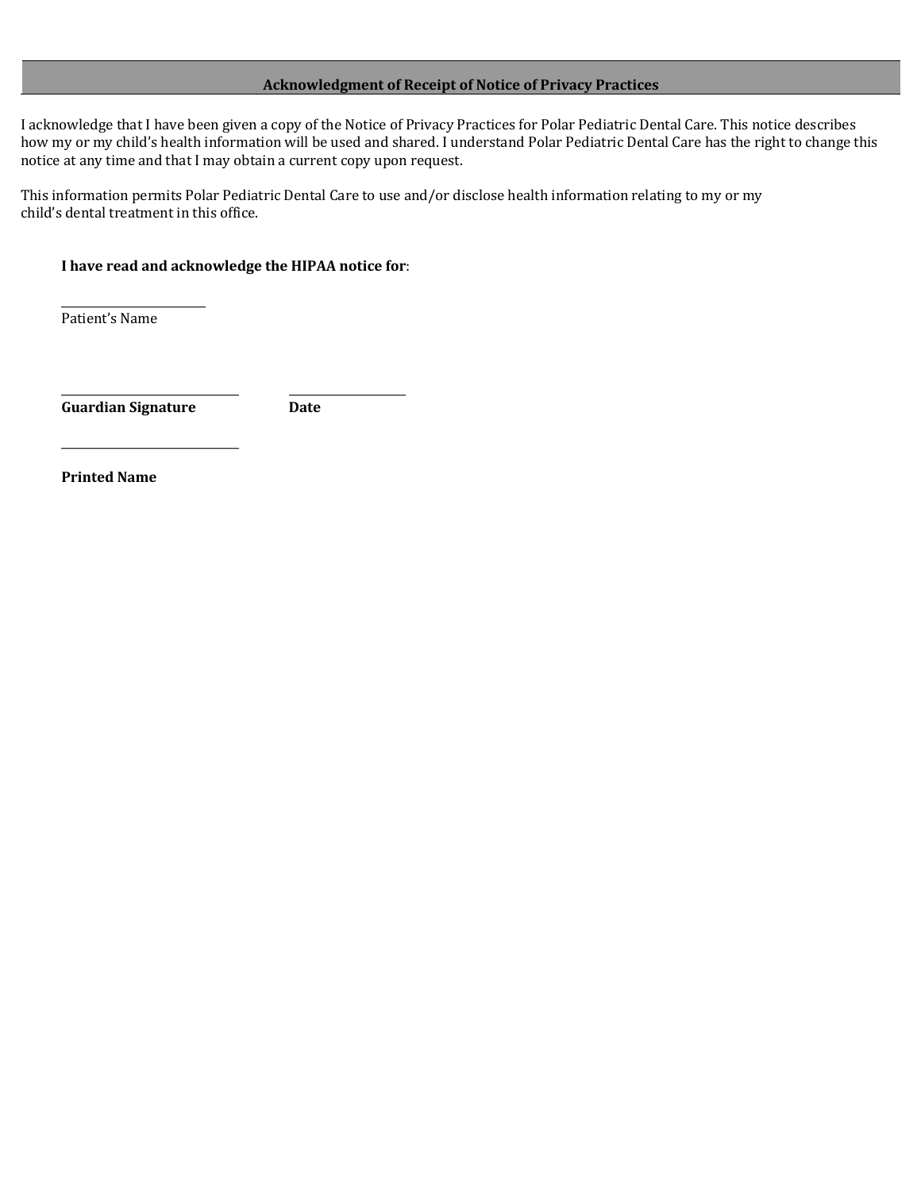## Acknowledgment of Receipt of Notice of Privacy Practices

I acknowledge that I have been given a copy of the Notice of Privacy Practices for Polar Pediatric Dental Care. This notice describes how my or my child's health information will be used and shared. I understand Polar Pediatric Dental Care has the right to change this notice at any time and that I may obtain a current copy upon request.

This information permits Polar Pediatric Dental Care to use and/or disclose health information relating to my or my child's dental treatment in this office.

**I have read and acknowledge the HIPAA notice for**:

______________________
Patient's Name

___________________________ &nbsp;&nbsp;&nbsp;&nbsp; ___________________
**Guardian Signature** &nbsp;&nbsp;&nbsp;&nbsp; **Date**

___________________________
**Printed Name**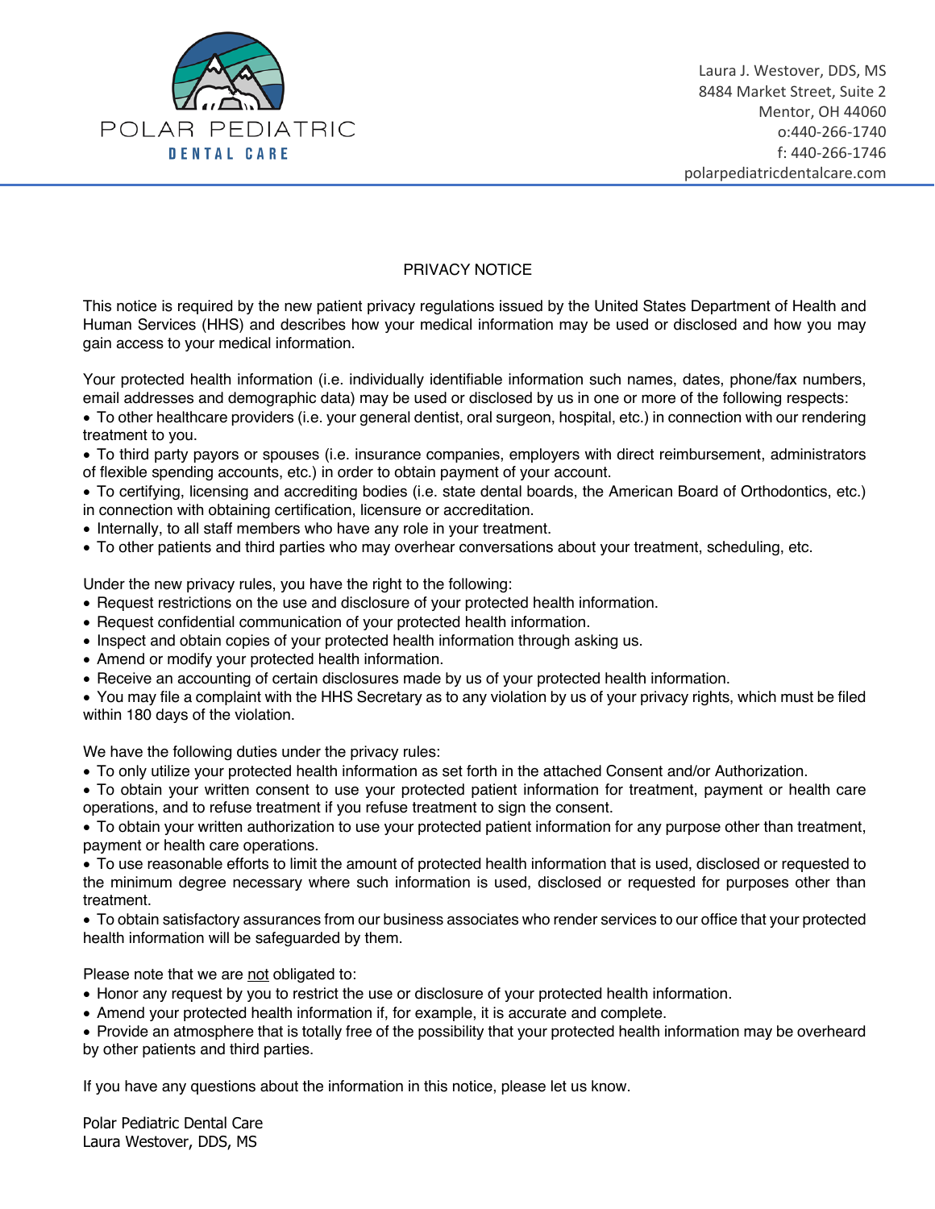POLAR PEDIATRIC

DENTAL CARE

Laura J. Westover, DDS, MS
8484 Market Street, Suite 2
Mentor, OH 44060
o:440-266-1740
f: 440-266-1746
polarpediatricdentalcare.com

# PRIVACY NOTICE

This notice is required by the new patient privacy regulations issued by the United States Department of Health and Human Services (HHS) and describes how your medical information may be used or disclosed and how you may gain access to your medical information.

Your protected health information (i.e. individually identifiable information such names, dates, phone/fax numbers, email addresses and demographic data) may be used or disclosed by us in one or more of the following respects:

- To other healthcare providers (i.e. your general dentist, oral surgeon, hospital, etc.) in connection with our rendering treatment to you.
- To third party payors or spouses (i.e. insurance companies, employers with direct reimbursement, administrators of flexible spending accounts, etc.) in order to obtain payment of your account.
- To certifying, licensing and accrediting bodies (i.e. state dental boards, the American Board of Orthodontics, etc.) in connection with obtaining certification, licensure or accreditation.
- Internally, to all staff members who have any role in your treatment.
- To other patients and third parties who may overhear conversations about your treatment, scheduling, etc.

Under the new privacy rules, you have the right to the following:

- Request restrictions on the use and disclosure of your protected health information.
- Request confidential communication of your protected health information.
- Inspect and obtain copies of your protected health information through asking us.
- Amend or modify your protected health information.
- Receive an accounting of certain disclosures made by us of your protected health information.
- You may file a complaint with the HHS Secretary as to any violation by us of your privacy rights, which must be filed within 180 days of the violation.

We have the following duties under the privacy rules:

- To only utilize your protected health information as set forth in the attached Consent and/or Authorization.
- To obtain your written consent to use your protected patient information for treatment, payment or health care operations, and to refuse treatment if you refuse treatment to sign the consent.
- To obtain your written authorization to use your protected patient information for any purpose other than treatment, payment or health care operations.
- To use reasonable efforts to limit the amount of protected health information that is used, disclosed or requested to the minimum degree necessary where such information is used, disclosed or requested for purposes other than treatment.
- To obtain satisfactory assurances from our business associates who render services to our office that your protected health information will be safeguarded by them.

Please note that we are <u>not</u> obligated to:

- Honor any request by you to restrict the use or disclosure of your protected health information.
- Amend your protected health information if, for example, it is accurate and complete.
- Provide an atmosphere that is totally free of the possibility that your protected health information may be overheard by other patients and third parties.

If you have any questions about the information in this notice, please let us know.

Polar Pediatric Dental Care
Laura Westover, DDS, MS